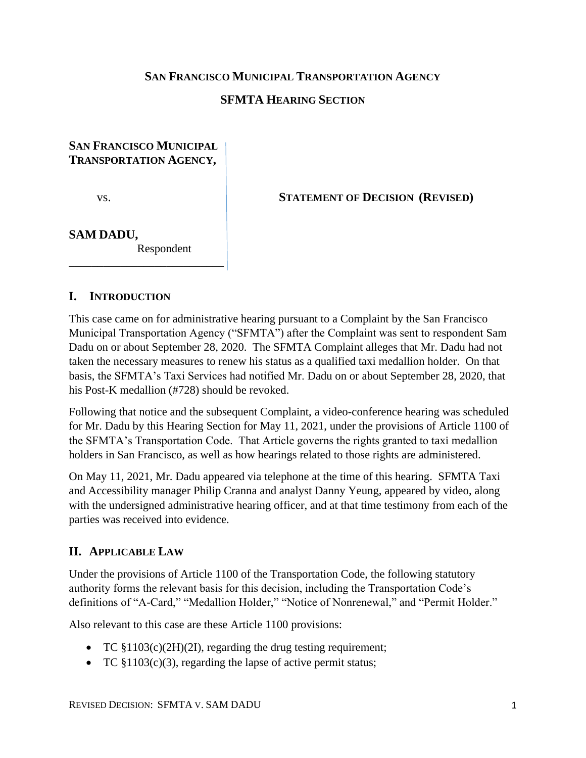**SAN FRANCISCO MUNICIPAL TRANSPORTATION AGENCY**

**SFMTA HEARING SECTION**

**SAN FRANCISCO MUNICIPAL TRANSPORTATION AGENCY,**

vs.

**SAM DADU,**
Respondent

**STATEMENT OF DECISION (REVISED)**

## I. INTRODUCTION

This case came on for administrative hearing pursuant to a Complaint by the San Francisco Municipal Transportation Agency ("SFMTA") after the Complaint was sent to respondent Sam Dadu on or about September 28, 2020. The SFMTA Complaint alleges that Mr. Dadu had not taken the necessary measures to renew his status as a qualified taxi medallion holder. On that basis, the SFMTA's Taxi Services had notified Mr. Dadu on or about September 28, 2020, that his Post-K medallion (#728) should be revoked.

Following that notice and the subsequent Complaint, a video-conference hearing was scheduled for Mr. Dadu by this Hearing Section for May 11, 2021, under the provisions of Article 1100 of the SFMTA's Transportation Code. That Article governs the rights granted to taxi medallion holders in San Francisco, as well as how hearings related to those rights are administered.

On May 11, 2021, Mr. Dadu appeared via telephone at the time of this hearing. SFMTA Taxi and Accessibility manager Philip Cranna and analyst Danny Yeung, appeared by video, along with the undersigned administrative hearing officer, and at that time testimony from each of the parties was received into evidence.

## II. APPLICABLE LAW

Under the provisions of Article 1100 of the Transportation Code, the following statutory authority forms the relevant basis for this decision, including the Transportation Code's definitions of "A-Card," "Medallion Holder," "Notice of Nonrenewal," and "Permit Holder."

Also relevant to this case are these Article 1100 provisions:

- TC §1103(c)(2H)(2I), regarding the drug testing requirement;
- TC §1103(c)(3), regarding the lapse of active permit status;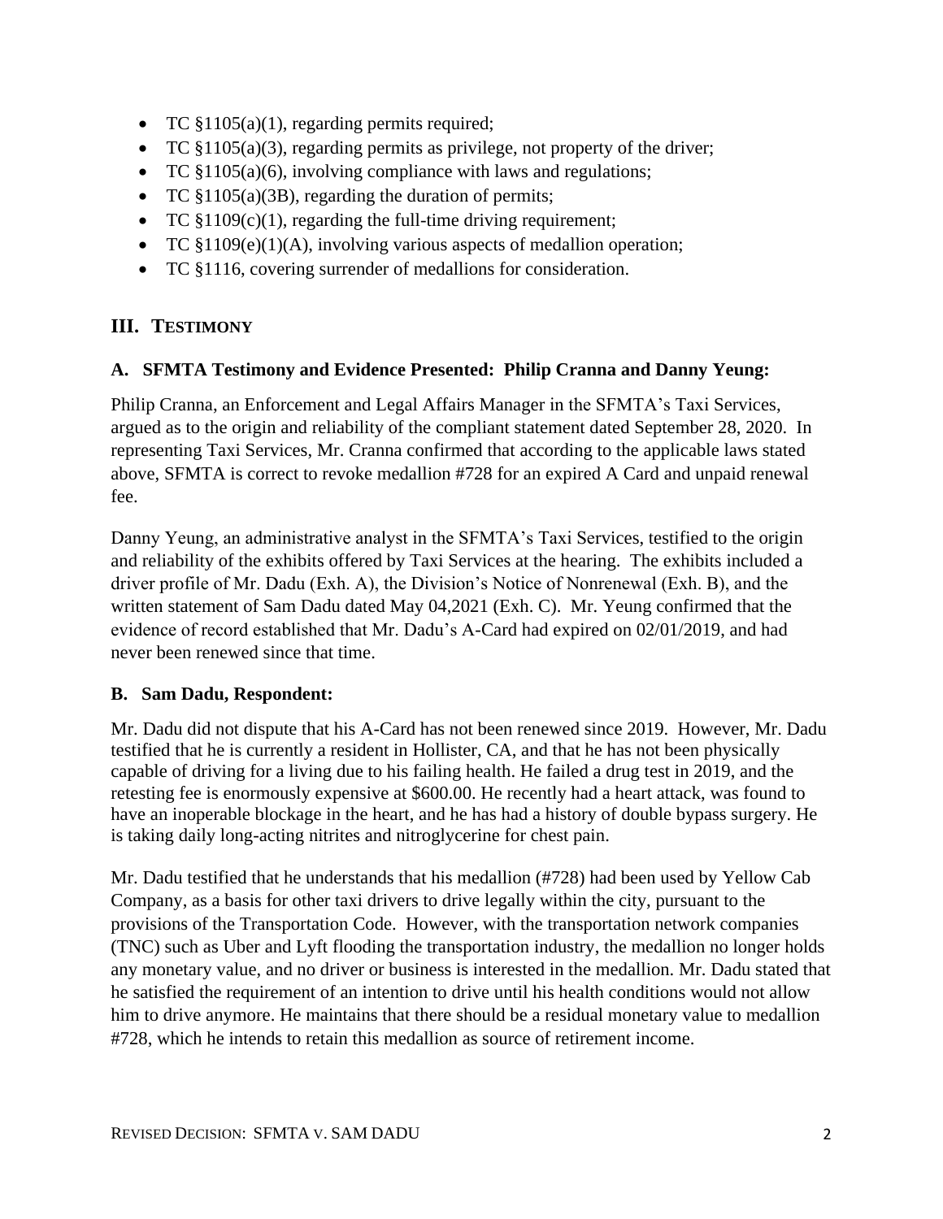- TC §1105(a)(1), regarding permits required;
- TC §1105(a)(3), regarding permits as privilege, not property of the driver;
- TC §1105(a)(6), involving compliance with laws and regulations;
- TC §1105(a)(3B), regarding the duration of permits;
- TC §1109(c)(1), regarding the full-time driving requirement;
- TC §1109(e)(1)(A), involving various aspects of medallion operation;
- TC §1116, covering surrender of medallions for consideration.

## III. TESTIMONY

### A. SFMTA Testimony and Evidence Presented: Philip Cranna and Danny Yeung:

Philip Cranna, an Enforcement and Legal Affairs Manager in the SFMTA's Taxi Services, argued as to the origin and reliability of the compliant statement dated September 28, 2020. In representing Taxi Services, Mr. Cranna confirmed that according to the applicable laws stated above, SFMTA is correct to revoke medallion #728 for an expired A Card and unpaid renewal fee.

Danny Yeung, an administrative analyst in the SFMTA's Taxi Services, testified to the origin and reliability of the exhibits offered by Taxi Services at the hearing. The exhibits included a driver profile of Mr. Dadu (Exh. A), the Division's Notice of Nonrenewal (Exh. B), and the written statement of Sam Dadu dated May 04,2021 (Exh. C). Mr. Yeung confirmed that the evidence of record established that Mr. Dadu's A-Card had expired on 02/01/2019, and had never been renewed since that time.

### B. Sam Dadu, Respondent:

Mr. Dadu did not dispute that his A-Card has not been renewed since 2019. However, Mr. Dadu testified that he is currently a resident in Hollister, CA, and that he has not been physically capable of driving for a living due to his failing health. He failed a drug test in 2019, and the retesting fee is enormously expensive at $600.00. He recently had a heart attack, was found to have an inoperable blockage in the heart, and he has had a history of double bypass surgery. He is taking daily long-acting nitrites and nitroglycerine for chest pain.

Mr. Dadu testified that he understands that his medallion (#728) had been used by Yellow Cab Company, as a basis for other taxi drivers to drive legally within the city, pursuant to the provisions of the Transportation Code. However, with the transportation network companies (TNC) such as Uber and Lyft flooding the transportation industry, the medallion no longer holds any monetary value, and no driver or business is interested in the medallion. Mr. Dadu stated that he satisfied the requirement of an intention to drive until his health conditions would not allow him to drive anymore. He maintains that there should be a residual monetary value to medallion #728, which he intends to retain this medallion as source of retirement income.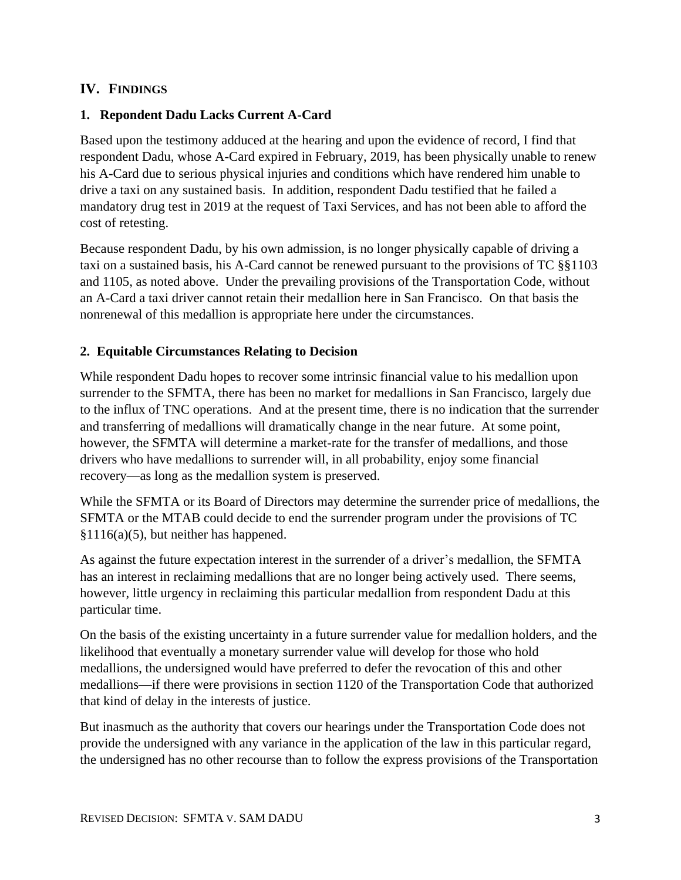## IV. FINDINGS

### 1. Repondent Dadu Lacks Current A-Card

Based upon the testimony adduced at the hearing and upon the evidence of record, I find that respondent Dadu, whose A-Card expired in February, 2019, has been physically unable to renew his A-Card due to serious physical injuries and conditions which have rendered him unable to drive a taxi on any sustained basis. In addition, respondent Dadu testified that he failed a mandatory drug test in 2019 at the request of Taxi Services, and has not been able to afford the cost of retesting.

Because respondent Dadu, by his own admission, is no longer physically capable of driving a taxi on a sustained basis, his A-Card cannot be renewed pursuant to the provisions of TC §§1103 and 1105, as noted above. Under the prevailing provisions of the Transportation Code, without an A-Card a taxi driver cannot retain their medallion here in San Francisco. On that basis the nonrenewal of this medallion is appropriate here under the circumstances.

### 2. Equitable Circumstances Relating to Decision

While respondent Dadu hopes to recover some intrinsic financial value to his medallion upon surrender to the SFMTA, there has been no market for medallions in San Francisco, largely due to the influx of TNC operations. And at the present time, there is no indication that the surrender and transferring of medallions will dramatically change in the near future. At some point, however, the SFMTA will determine a market-rate for the transfer of medallions, and those drivers who have medallions to surrender will, in all probability, enjoy some financial recovery—as long as the medallion system is preserved.

While the SFMTA or its Board of Directors may determine the surrender price of medallions, the SFMTA or the MTAB could decide to end the surrender program under the provisions of TC §1116(a)(5), but neither has happened.

As against the future expectation interest in the surrender of a driver's medallion, the SFMTA has an interest in reclaiming medallions that are no longer being actively used. There seems, however, little urgency in reclaiming this particular medallion from respondent Dadu at this particular time.

On the basis of the existing uncertainty in a future surrender value for medallion holders, and the likelihood that eventually a monetary surrender value will develop for those who hold medallions, the undersigned would have preferred to defer the revocation of this and other medallions—if there were provisions in section 1120 of the Transportation Code that authorized that kind of delay in the interests of justice.

But inasmuch as the authority that covers our hearings under the Transportation Code does not provide the undersigned with any variance in the application of the law in this particular regard, the undersigned has no other recourse than to follow the express provisions of the Transportation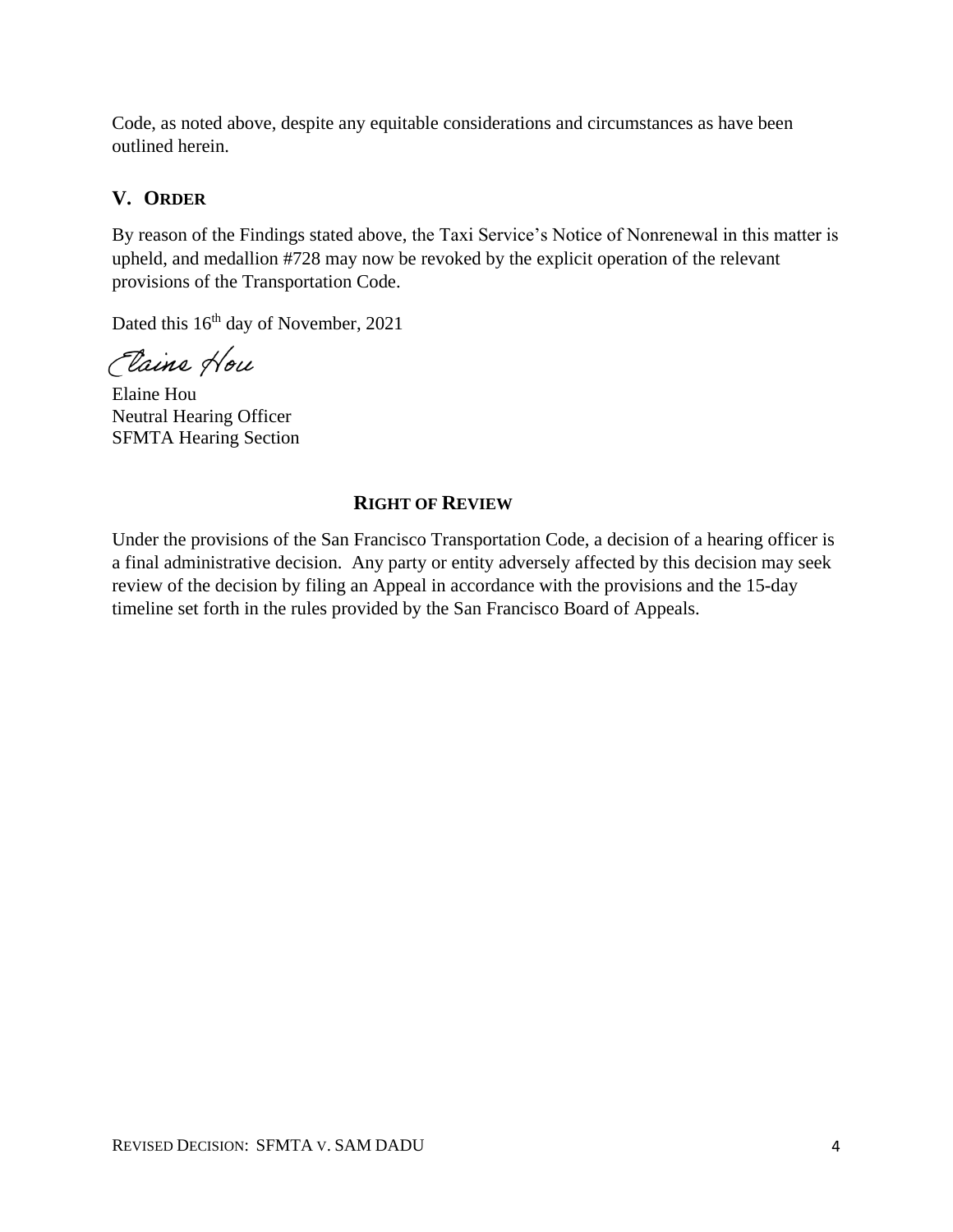Code, as noted above, despite any equitable considerations and circumstances as have been outlined herein.

## V. ORDER

By reason of the Findings stated above, the Taxi Service's Notice of Nonrenewal in this matter is upheld, and medallion #728 may now be revoked by the explicit operation of the relevant provisions of the Transportation Code.

Dated this 16th day of November, 2021

*Elaine Hou*

Elaine Hou
Neutral Hearing Officer
SFMTA Hearing Section

### RIGHT OF REVIEW

Under the provisions of the San Francisco Transportation Code, a decision of a hearing officer is a final administrative decision. Any party or entity adversely affected by this decision may seek review of the decision by filing an Appeal in accordance with the provisions and the 15-day timeline set forth in the rules provided by the San Francisco Board of Appeals.